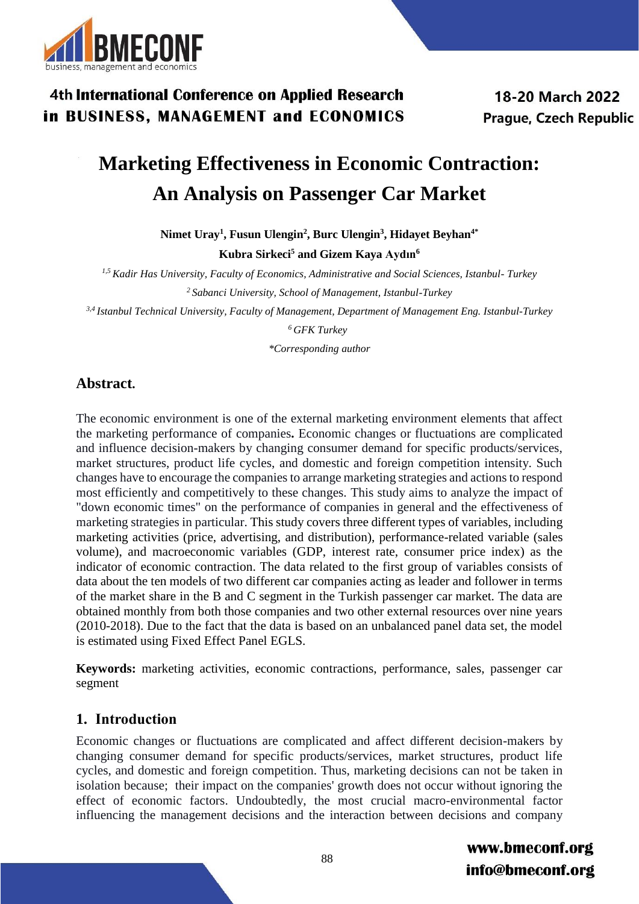# Marketing Effectiveness in Economic Contraction: An Analysis on Passenger Car Market

**Nimet Uray[1], Fusun Ulengin[2], Burc Ulengin[3], Hidayet Beyhan[4*]**
**Kubra Sirkeci[5] and Gizem Kaya Aydın[6]**

*[1,5] Kadir Has University, Faculty of Economics, Administrative and Social Sciences, Istanbul- Turkey*
*[2] Sabanci University, School of Management, Istanbul-Turkey*
*[3,4] Istanbul Technical University, Faculty of Management, Department of Management Eng. Istanbul-Turkey*
*[6] GFK Turkey*
*\*Corresponding author*

## Abstract.

The economic environment is one of the external marketing environment elements that affect the marketing performance of companies**.** Economic changes or fluctuations are complicated and influence decision-makers by changing consumer demand for specific products/services, market structures, product life cycles, and domestic and foreign competition intensity. Such changes have to encourage the companies to arrange marketing strategies and actions to respond most efficiently and competitively to these changes. This study aims to analyze the impact of "down economic times" on the performance of companies in general and the effectiveness of marketing strategies in particular. This study covers three different types of variables, including marketing activities (price, advertising, and distribution), performance-related variable (sales volume), and macroeconomic variables (GDP, interest rate, consumer price index) as the indicator of economic contraction. The data related to the first group of variables consists of data about the ten models of two different car companies acting as leader and follower in terms of the market share in the B and C segment in the Turkish passenger car market. The data are obtained monthly from both those companies and two other external resources over nine years (2010-2018). Due to the fact that the data is based on an unbalanced panel data set, the model is estimated using Fixed Effect Panel EGLS.

**Keywords:** marketing activities, economic contractions, performance, sales, passenger car segment

## 1. Introduction

Economic changes or fluctuations are complicated and affect different decision-makers by changing consumer demand for specific products/services, market structures, product life cycles, and domestic and foreign competition. Thus, marketing decisions can not be taken in isolation because; their impact on the companies' growth does not occur without ignoring the effect of economic factors. Undoubtedly, the most crucial macro-environmental factor influencing the management decisions and the interaction between decisions and company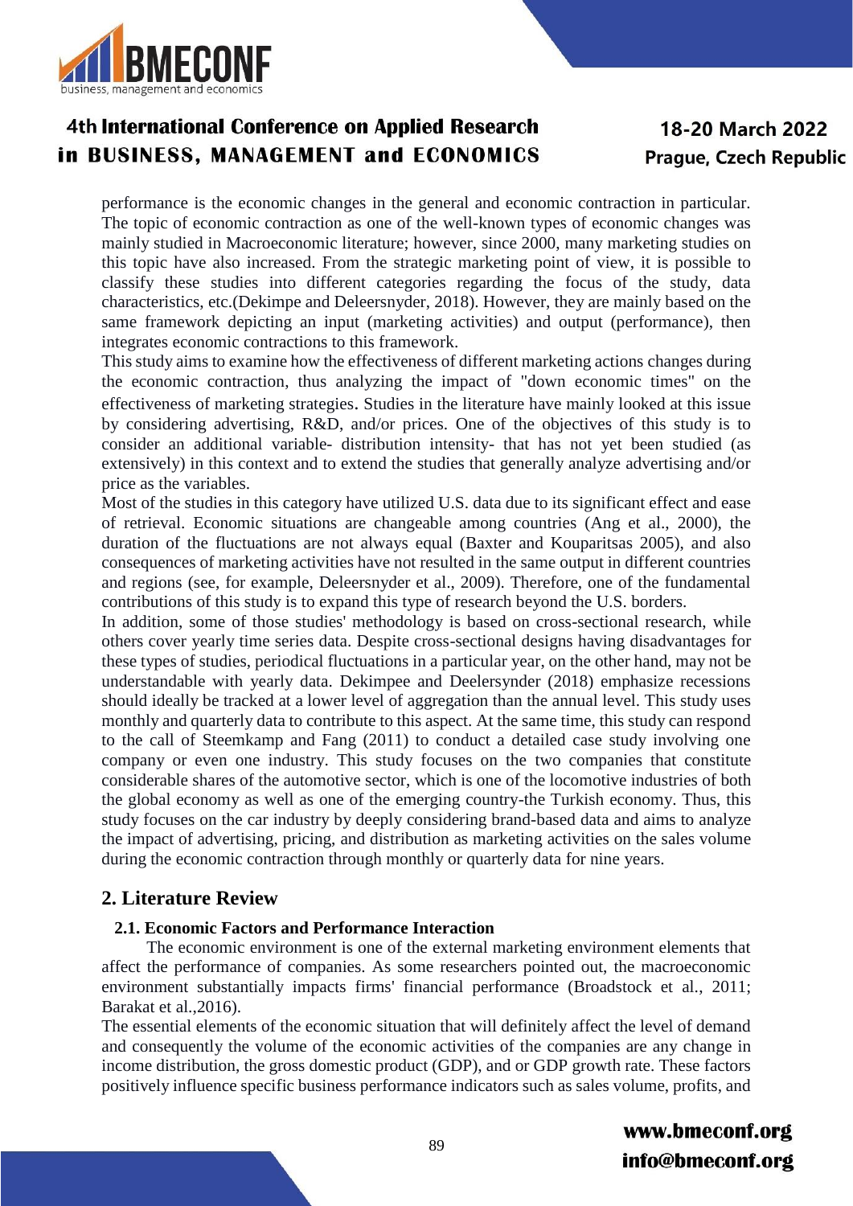performance is the economic changes in the general and economic contraction in particular. The topic of economic contraction as one of the well-known types of economic changes was mainly studied in Macroeconomic literature; however, since 2000, many marketing studies on this topic have also increased. From the strategic marketing point of view, it is possible to classify these studies into different categories regarding the focus of the study, data characteristics, etc.(Dekimpe and Deleersnyder, 2018). However, they are mainly based on the same framework depicting an input (marketing activities) and output (performance), then integrates economic contractions to this framework.

This study aims to examine how the effectiveness of different marketing actions changes during the economic contraction, thus analyzing the impact of "down economic times" on the effectiveness of marketing strategies. Studies in the literature have mainly looked at this issue by considering advertising, R&D, and/or prices. One of the objectives of this study is to consider an additional variable- distribution intensity- that has not yet been studied (as extensively) in this context and to extend the studies that generally analyze advertising and/or price as the variables.

Most of the studies in this category have utilized U.S. data due to its significant effect and ease of retrieval. Economic situations are changeable among countries (Ang et al., 2000), the duration of the fluctuations are not always equal (Baxter and Kouparitsas 2005), and also consequences of marketing activities have not resulted in the same output in different countries and regions (see, for example, Deleersnyder et al., 2009). Therefore, one of the fundamental contributions of this study is to expand this type of research beyond the U.S. borders.

In addition, some of those studies' methodology is based on cross-sectional research, while others cover yearly time series data. Despite cross-sectional designs having disadvantages for these types of studies, periodical fluctuations in a particular year, on the other hand, may not be understandable with yearly data. Dekimpee and Deelersynder (2018) emphasize recessions should ideally be tracked at a lower level of aggregation than the annual level. This study uses monthly and quarterly data to contribute to this aspect. At the same time, this study can respond to the call of Steemkamp and Fang (2011) to conduct a detailed case study involving one company or even one industry. This study focuses on the two companies that constitute considerable shares of the automotive sector, which is one of the locomotive industries of both the global economy as well as one of the emerging country-the Turkish economy. Thus, this study focuses on the car industry by deeply considering brand-based data and aims to analyze the impact of advertising, pricing, and distribution as marketing activities on the sales volume during the economic contraction through monthly or quarterly data for nine years.

## 2. Literature Review

### 2.1. Economic Factors and Performance Interaction

The economic environment is one of the external marketing environment elements that affect the performance of companies. As some researchers pointed out, the macroeconomic environment substantially impacts firms' financial performance (Broadstock et al., 2011; Barakat et al.,2016).

The essential elements of the economic situation that will definitely affect the level of demand and consequently the volume of the economic activities of the companies are any change in income distribution, the gross domestic product (GDP), and or GDP growth rate. These factors positively influence specific business performance indicators such as sales volume, profits, and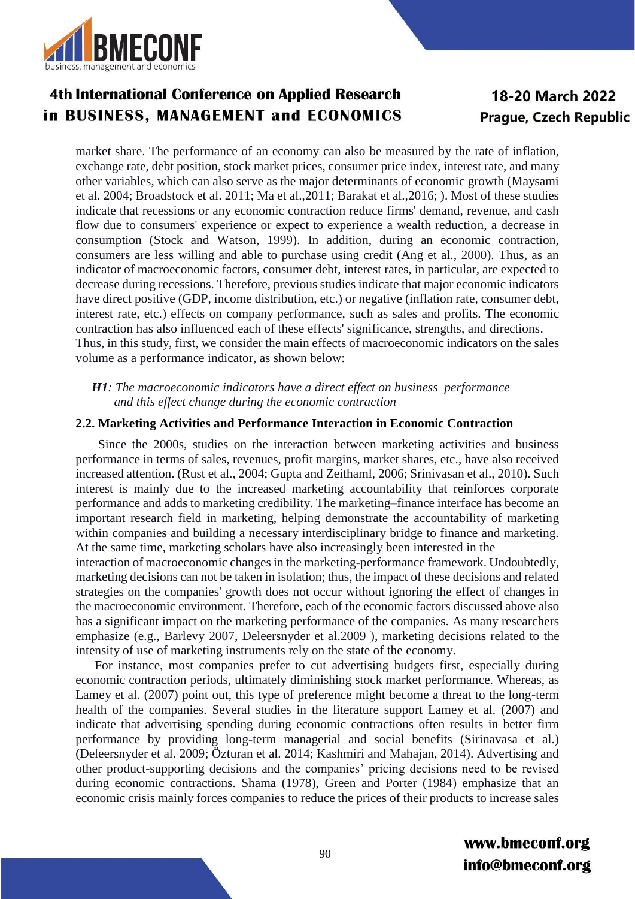market share. The performance of an economy can also be measured by the rate of inflation, exchange rate, debt position, stock market prices, consumer price index, interest rate, and many other variables, which can also serve as the major determinants of economic growth (Maysami et al. 2004; Broadstock et al. 2011; Ma et al.,2011; Barakat et al.,2016; ). Most of these studies indicate that recessions or any economic contraction reduce firms' demand, revenue, and cash flow due to consumers' experience or expect to experience a wealth reduction, a decrease in consumption (Stock and Watson, 1999). In addition, during an economic contraction, consumers are less willing and able to purchase using credit (Ang et al., 2000). Thus, as an indicator of macroeconomic factors, consumer debt, interest rates, in particular, are expected to decrease during recessions. Therefore, previous studies indicate that major economic indicators have direct positive (GDP, income distribution, etc.) or negative (inflation rate, consumer debt, interest rate, etc.) effects on company performance, such as sales and profits. The economic contraction has also influenced each of these effects' significance, strengths, and directions.
Thus, in this study, first, we consider the main effects of macroeconomic indicators on the sales volume as a performance indicator, as shown below:

***H1**: The macroeconomic indicators have a direct effect on business performance and this effect change during the economic contraction*

### 2.2. Marketing Activities and Performance Interaction in Economic Contraction

Since the 2000s, studies on the interaction between marketing activities and business performance in terms of sales, revenues, profit margins, market shares, etc., have also received increased attention. (Rust et al., 2004; Gupta and Zeithaml, 2006; Srinivasan et al., 2010). Such interest is mainly due to the increased marketing accountability that reinforces corporate performance and adds to marketing credibility. The marketing–finance interface has become an important research field in marketing, helping demonstrate the accountability of marketing within companies and building a necessary interdisciplinary bridge to finance and marketing. At the same time, marketing scholars have also increasingly been interested in the interaction of macroeconomic changes in the marketing-performance framework. Undoubtedly, marketing decisions can not be taken in isolation; thus, the impact of these decisions and related strategies on the companies' growth does not occur without ignoring the effect of changes in the macroeconomic environment. Therefore, each of the economic factors discussed above also has a significant impact on the marketing performance of the companies. As many researchers emphasize (e.g., Barlevy 2007, Deleersnyder et al.2009 ), marketing decisions related to the intensity of use of marketing instruments rely on the state of the economy.

For instance, most companies prefer to cut advertising budgets first, especially during economic contraction periods, ultimately diminishing stock market performance. Whereas, as Lamey et al. (2007) point out, this type of preference might become a threat to the long-term health of the companies. Several studies in the literature support Lamey et al. (2007) and indicate that advertising spending during economic contractions often results in better firm performance by providing long-term managerial and social benefits (Sirinavasa et al.) (Deleersnyder et al. 2009; Özturan et al. 2014; Kashmiri and Mahajan, 2014). Advertising and other product-supporting decisions and the companies' pricing decisions need to be revised during economic contractions. Shama (1978), Green and Porter (1984) emphasize that an economic crisis mainly forces companies to reduce the prices of their products to increase sales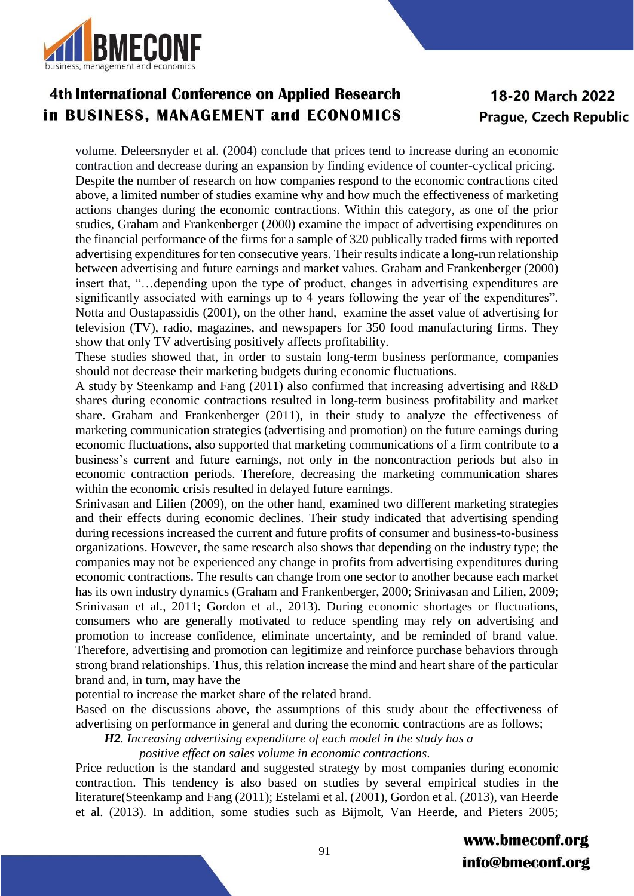volume. Deleersnyder et al. (2004) conclude that prices tend to increase during an economic contraction and decrease during an expansion by finding evidence of counter-cyclical pricing.

Despite the number of research on how companies respond to the economic contractions cited above, a limited number of studies examine why and how much the effectiveness of marketing actions changes during the economic contractions. Within this category, as one of the prior studies, Graham and Frankenberger (2000) examine the impact of advertising expenditures on the financial performance of the firms for a sample of 320 publically traded firms with reported advertising expenditures for ten consecutive years. Their results indicate a long-run relationship between advertising and future earnings and market values. Graham and Frankenberger (2000) insert that, "…depending upon the type of product, changes in advertising expenditures are significantly associated with earnings up to 4 years following the year of the expenditures". Notta and Oustapassidis (2001), on the other hand, examine the asset value of advertising for television (TV), radio, magazines, and newspapers for 350 food manufacturing firms. They show that only TV advertising positively affects profitability.

These studies showed that, in order to sustain long-term business performance, companies should not decrease their marketing budgets during economic fluctuations.

A study by Steenkamp and Fang (2011) also confirmed that increasing advertising and R&D shares during economic contractions resulted in long-term business profitability and market share. Graham and Frankenberger (2011), in their study to analyze the effectiveness of marketing communication strategies (advertising and promotion) on the future earnings during economic fluctuations, also supported that marketing communications of a firm contribute to a business's current and future earnings, not only in the noncontraction periods but also in economic contraction periods. Therefore, decreasing the marketing communication shares within the economic crisis resulted in delayed future earnings.

Srinivasan and Lilien (2009), on the other hand, examined two different marketing strategies and their effects during economic declines. Their study indicated that advertising spending during recessions increased the current and future profits of consumer and business-to-business organizations. However, the same research also shows that depending on the industry type; the companies may not be experienced any change in profits from advertising expenditures during economic contractions. The results can change from one sector to another because each market has its own industry dynamics (Graham and Frankenberger, 2000; Srinivasan and Lilien, 2009; Srinivasan et al., 2011; Gordon et al., 2013). During economic shortages or fluctuations, consumers who are generally motivated to reduce spending may rely on advertising and promotion to increase confidence, eliminate uncertainty, and be reminded of brand value. Therefore, advertising and promotion can legitimize and reinforce purchase behaviors through strong brand relationships. Thus, this relation increase the mind and heart share of the particular brand and, in turn, may have the

potential to increase the market share of the related brand.

Based on the discussions above, the assumptions of this study about the effectiveness of advertising on performance in general and during the economic contractions are as follows;

***H2****. Increasing advertising expenditure of each model in the study has a positive effect on sales volume in economic contractions.*

Price reduction is the standard and suggested strategy by most companies during economic contraction. This tendency is also based on studies by several empirical studies in the literature(Steenkamp and Fang (2011); Estelami et al. (2001), Gordon et al. (2013), van Heerde et al. (2013). In addition, some studies such as Bijmolt, Van Heerde, and Pieters 2005;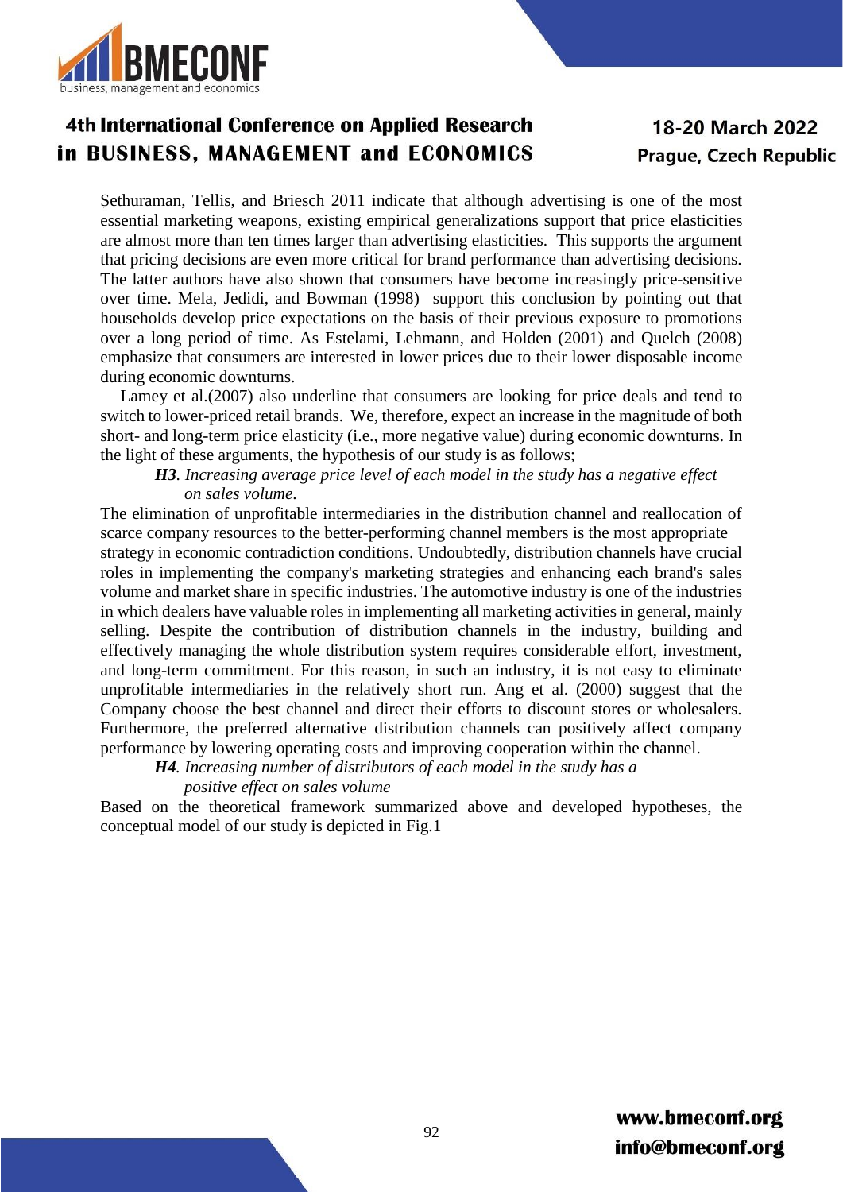Sethuraman, Tellis, and Briesch 2011 indicate that although advertising is one of the most essential marketing weapons, existing empirical generalizations support that price elasticities are almost more than ten times larger than advertising elasticities. This supports the argument that pricing decisions are even more critical for brand performance than advertising decisions. The latter authors have also shown that consumers have become increasingly price-sensitive over time. Mela, Jedidi, and Bowman (1998) support this conclusion by pointing out that households develop price expectations on the basis of their previous exposure to promotions over a long period of time. As Estelami, Lehmann, and Holden (2001) and Quelch (2008) emphasize that consumers are interested in lower prices due to their lower disposable income during economic downturns.

Lamey et al.(2007) also underline that consumers are looking for price deals and tend to switch to lower-priced retail brands. We, therefore, expect an increase in the magnitude of both short- and long-term price elasticity (i.e., more negative value) during economic downturns. In the light of these arguments, the hypothesis of our study is as follows;

***H3**. Increasing average price level of each model in the study has a negative effect on sales volume.*

The elimination of unprofitable intermediaries in the distribution channel and reallocation of scarce company resources to the better-performing channel members is the most appropriate strategy in economic contradiction conditions. Undoubtedly, distribution channels have crucial roles in implementing the company's marketing strategies and enhancing each brand's sales volume and market share in specific industries. The automotive industry is one of the industries in which dealers have valuable roles in implementing all marketing activities in general, mainly selling. Despite the contribution of distribution channels in the industry, building and effectively managing the whole distribution system requires considerable effort, investment, and long-term commitment. For this reason, in such an industry, it is not easy to eliminate unprofitable intermediaries in the relatively short run. Ang et al. (2000) suggest that the Company choose the best channel and direct their efforts to discount stores or wholesalers. Furthermore, the preferred alternative distribution channels can positively affect company performance by lowering operating costs and improving cooperation within the channel.

***H4**. Increasing number of distributors of each model in the study has a positive effect on sales volume*

Based on the theoretical framework summarized above and developed hypotheses, the conceptual model of our study is depicted in Fig.1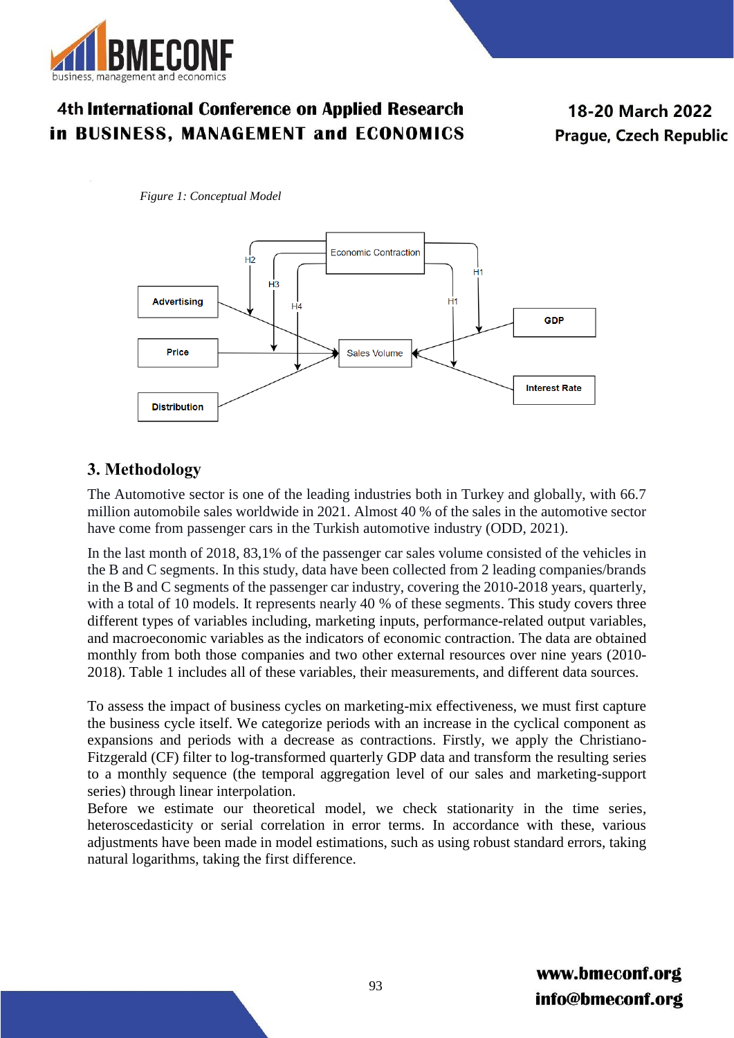*Figure 1: Conceptual Model*

## 3. Methodology

The Automotive sector is one of the leading industries both in Turkey and globally, with 66.7 million automobile sales worldwide in 2021. Almost 40 % of the sales in the automotive sector have come from passenger cars in the Turkish automotive industry (ODD, 2021).

In the last month of 2018, 83,1% of the passenger car sales volume consisted of the vehicles in the B and C segments. In this study, data have been collected from 2 leading companies/brands in the B and C segments of the passenger car industry, covering the 2010-2018 years, quarterly, with a total of 10 models. It represents nearly 40 % of these segments. This study covers three different types of variables including, marketing inputs, performance-related output variables, and macroeconomic variables as the indicators of economic contraction. The data are obtained monthly from both those companies and two other external resources over nine years (2010-2018). Table 1 includes all of these variables, their measurements, and different data sources.

To assess the impact of business cycles on marketing-mix effectiveness, we must first capture the business cycle itself. We categorize periods with an increase in the cyclical component as expansions and periods with a decrease as contractions. Firstly, we apply the Christiano-Fitzgerald (CF) filter to log-transformed quarterly GDP data and transform the resulting series to a monthly sequence (the temporal aggregation level of our sales and marketing-support series) through linear interpolation.

Before we estimate our theoretical model, we check stationarity in the time series, heteroscedasticity or serial correlation in error terms. In accordance with these, various adjustments have been made in model estimations, such as using robust standard errors, taking natural logarithms, taking the first difference.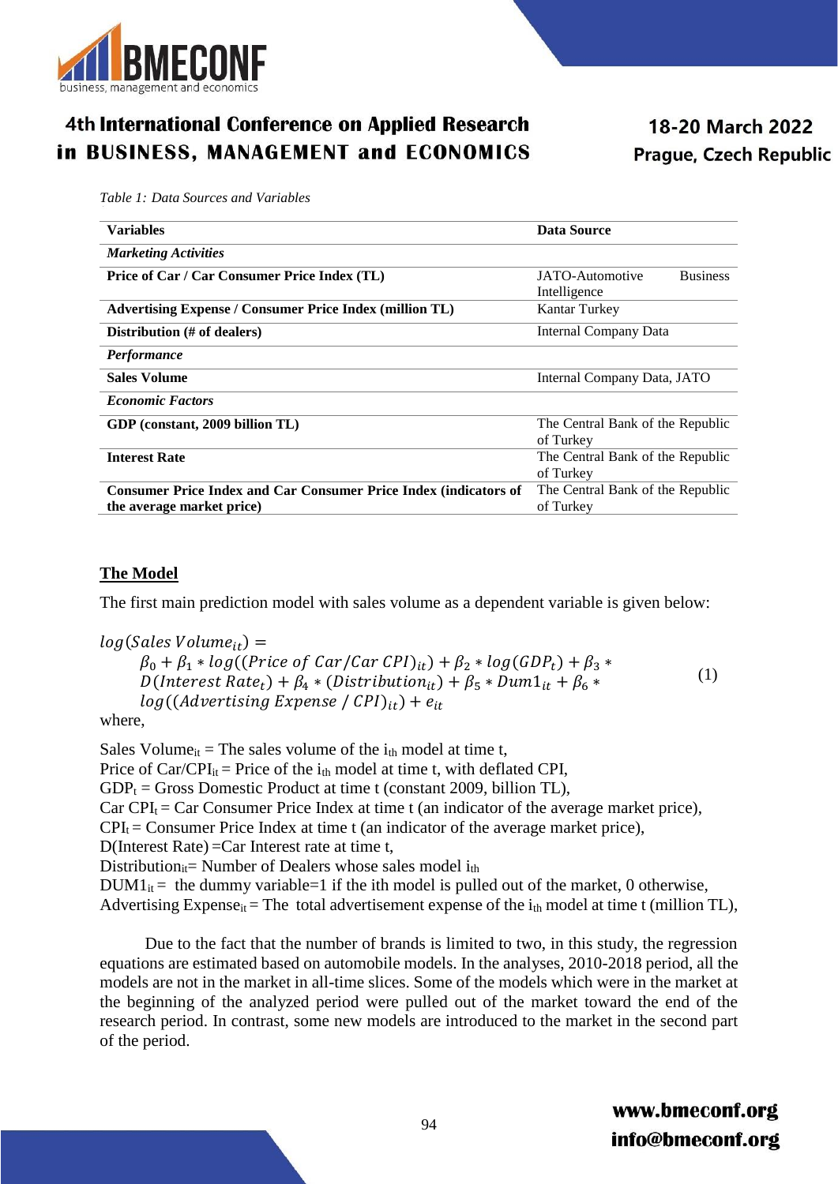*Table 1: Data Sources and Variables*

| Variables | Data Source |
|---|---|
| ***Marketing Activities*** | |
| **Price of Car / Car Consumer Price Index (TL)** | JATO-Automotive Business Intelligence |
| **Advertising Expense / Consumer Price Index (million TL)** | Kantar Turkey |
| **Distribution (# of dealers)** | Internal Company Data |
| ***Performance*** | |
| **Sales Volume** | Internal Company Data, JATO |
| ***Economic Factors*** | |
| **GDP (constant, 2009 billion TL)** | The Central Bank of the Republic of Turkey |
| **Interest Rate** | The Central Bank of the Republic of Turkey |
| **Consumer Price Index and Car Consumer Price Index (indicators of the average market price)** | The Central Bank of the Republic of Turkey |

## The Model

The first main prediction model with sales volume as a dependent variable is given below:

$$
\begin{aligned}
log(Sales\ Volume_{it}) = \\
&\beta_0 + \beta_1 * log((Price\ of\ Car/Car\ CPI)_{it}) + \beta_2 * log(GDP_t) + \beta_3 * \\
&D(Interest\ Rate_t) + \beta_4 * (Distribution_{it}) + \beta_5 * Dum1_{it} + \beta_6 * \\
&log((Advertising\ Expense\ /\ CPI)_{it}) + e_{it}
\end{aligned} \tag{1}
$$

where,

$Sales\ Volume_{it}$ = The sales volume of the $i_{th}$ model at time t,
Price of $Car/CPI_{it}$ = Price of the $i_{th}$ model at time t, with deflated CPI,
$GDP_t$ = Gross Domestic Product at time t (constant 2009, billion TL),
Car $CPI_t$ = Car Consumer Price Index at time t (an indicator of the average market price),
$CPI_t$ = Consumer Price Index at time t (an indicator of the average market price),
D(Interest Rate) =Car Interest rate at time t,
$Distribution_{it}$= Number of Dealers whose sales model $i_{th}$
$DUM1_{it}$ = the dummy variable=1 if the ith model is pulled out of the market, 0 otherwise,
Advertising $Expense_{it}$ = The total advertisement expense of the $i_{th}$ model at time t (million TL),

Due to the fact that the number of brands is limited to two, in this study, the regression equations are estimated based on automobile models. In the analyses, 2010-2018 period, all the models are not in the market in all-time slices. Some of the models which were in the market at the beginning of the analyzed period were pulled out of the market toward the end of the research period. In contrast, some new models are introduced to the market in the second part of the period.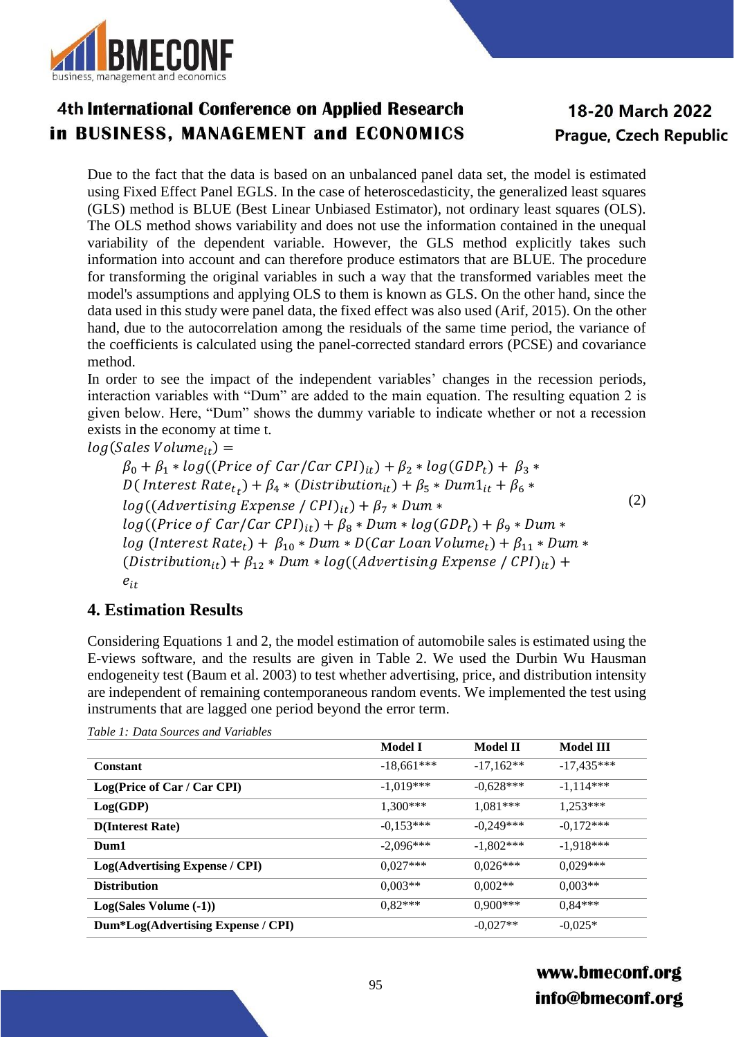Due to the fact that the data is based on an unbalanced panel data set, the model is estimated using Fixed Effect Panel EGLS. In the case of heteroscedasticity, the generalized least squares (GLS) method is BLUE (Best Linear Unbiased Estimator), not ordinary least squares (OLS). The OLS method shows variability and does not use the information contained in the unequal variability of the dependent variable. However, the GLS method explicitly takes such information into account and can therefore produce estimators that are BLUE. The procedure for transforming the original variables in such a way that the transformed variables meet the model's assumptions and applying OLS to them is known as GLS. On the other hand, since the data used in this study were panel data, the fixed effect was also used (Arif, 2015). On the other hand, due to the autocorrelation among the residuals of the same time period, the variance of the coefficients is calculated using the panel-corrected standard errors (PCSE) and covariance method.

In order to see the impact of the independent variables' changes in the recession periods, interaction variables with "Dum" are added to the main equation. The resulting equation 2 is given below. Here, "Dum" shows the dummy variable to indicate whether or not a recession exists in the economy at time t.

$$
\begin{aligned}
log(Sales\ Volume_{it}) = \; & \beta_0 + \beta_1 * log((Price\ of\ Car/Car\ CPI)_{it}) + \beta_2 * log(GDP_t) + \beta_3 * \\
& D(\ Interest\ Rate_{t_t}) + \beta_4 * (Distribution_{it}) + \beta_5 * Dum1_{it} + \beta_6 * \\
& log((Advertising\ Expense\ /\ CPI)_{it}) + \beta_7 * Dum * \\
& log((Price\ of\ Car/Car\ CPI)_{it}) + \beta_8 * Dum * log(GDP_t) + \beta_9 * Dum * \\
& log\ (Interest\ Rate_t) + \beta_{10} * Dum * D(Car\ Loan\ Volume_t) + \beta_{11} * Dum * \\
& (Distribution_{it}) + \beta_{12} * Dum * log((Advertising\ Expense\ /\ CPI)_{it}) + \\
& e_{it}
\end{aligned}
\tag{2}
$$

## 4. Estimation Results

Considering Equations 1 and 2, the model estimation of automobile sales is estimated using the E-views software, and the results are given in Table 2. We used the Durbin Wu Hausman endogeneity test (Baum et al. 2003) to test whether advertising, price, and distribution intensity are independent of remaining contemporaneous random events. We implemented the test using instruments that are lagged one period beyond the error term.

*Table 1: Data Sources and Variables*

| | Model I | Model II | Model III |
|---|---|---|---|
| **Constant** | -18,661*** | -17,162** | -17,435*** |
| **Log(Price of Car / Car CPI)** | -1,019*** | -0,628*** | -1,114*** |
| **Log(GDP)** | 1,300*** | 1,081*** | 1,253*** |
| **D(Interest Rate)** | -0,153*** | -0,249*** | -0,172*** |
| **Dum1** | -2,096*** | -1,802*** | -1,918*** |
| **Log(Advertising Expense / CPI)** | 0,027*** | 0,026*** | 0,029*** |
| **Distribution** | 0,003** | 0,002** | 0,003** |
| **Log(Sales Volume (-1))** | 0,82*** | 0,900*** | 0,84*** |
| **Dum*Log(Advertising Expense / CPI)** | | -0,027** | -0,025* |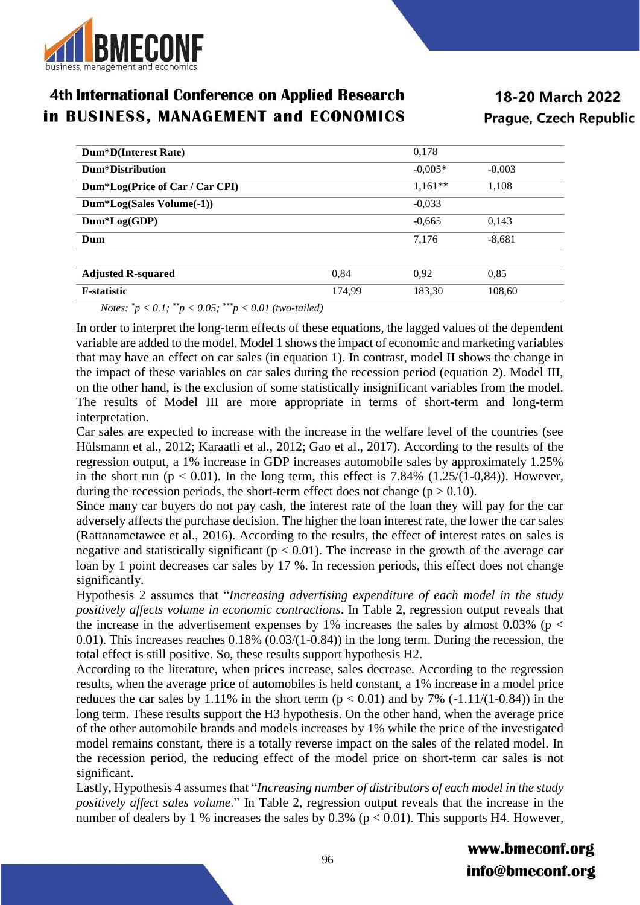| | | | |
|---|---|---|---|
| **Dum*D(Interest Rate)** | | 0,178 | |
| **Dum*Distribution** | | -0,005* | -0,003 |
| **Dum*Log(Price of Car / Car CPI)** | | 1,161** | 1,108 |
| **Dum*Log(Sales Volume(-1))** | | -0,033 | |
| **Dum*Log(GDP)** | | -0,665 | 0,143 |
| **Dum** | | 7,176 | -8,681 |
| | | | |
| **Adjusted R-squared** | 0,84 | 0,92 | 0,85 |
| **F-statistic** | 174,99 | 183,30 | 108,60 |

*Notes: $^{*}p < 0.1$; $^{**}p < 0.05$; $^{***}p < 0.01$ (two-tailed)*

In order to interpret the long-term effects of these equations, the lagged values of the dependent variable are added to the model. Model 1 shows the impact of economic and marketing variables that may have an effect on car sales (in equation 1). In contrast, model II shows the change in the impact of these variables on car sales during the recession period (equation 2). Model III, on the other hand, is the exclusion of some statistically insignificant variables from the model. The results of Model III are more appropriate in terms of short-term and long-term interpretation.

Car sales are expected to increase with the increase in the welfare level of the countries (see Hülsmann et al., 2012; Karaatli et al., 2012; Gao et al., 2017). According to the results of the regression output, a 1% increase in GDP increases automobile sales by approximately 1.25% in the short run ($p < 0.01$). In the long term, this effect is 7.84% (1.25/(1-0,84)). However, during the recession periods, the short-term effect does not change ($p > 0.10$).

Since many car buyers do not pay cash, the interest rate of the loan they will pay for the car adversely affects the purchase decision. The higher the loan interest rate, the lower the car sales (Rattanametawee et al., 2016). According to the results, the effect of interest rates on sales is negative and statistically significant ($p < 0.01$). The increase in the growth of the average car loan by 1 point decreases car sales by 17 %. In recession periods, this effect does not change significantly.

Hypothesis 2 assumes that "*Increasing advertising expenditure of each model in the study positively affects volume in economic contractions*. In Table 2, regression output reveals that the increase in the advertisement expenses by 1% increases the sales by almost 0.03% ($p < 0.01$). This increases reaches 0.18% (0.03/(1-0.84)) in the long term. During the recession, the total effect is still positive. So, these results support hypothesis H2.

According to the literature, when prices increase, sales decrease. According to the regression results, when the average price of automobiles is held constant, a 1% increase in a model price reduces the car sales by 1.11% in the short term ($p < 0.01$) and by 7% (-1.11/(1-0.84)) in the long term. These results support the H3 hypothesis. On the other hand, when the average price of the other automobile brands and models increases by 1% while the price of the investigated model remains constant, there is a totally reverse impact on the sales of the related model. In the recession period, the reducing effect of the model price on short-term car sales is not significant.

Lastly, Hypothesis 4 assumes that "*Increasing number of distributors of each model in the study positively affect sales volume*." In Table 2, regression output reveals that the increase in the number of dealers by 1 % increases the sales by 0.3% ($p < 0.01$). This supports H4. However,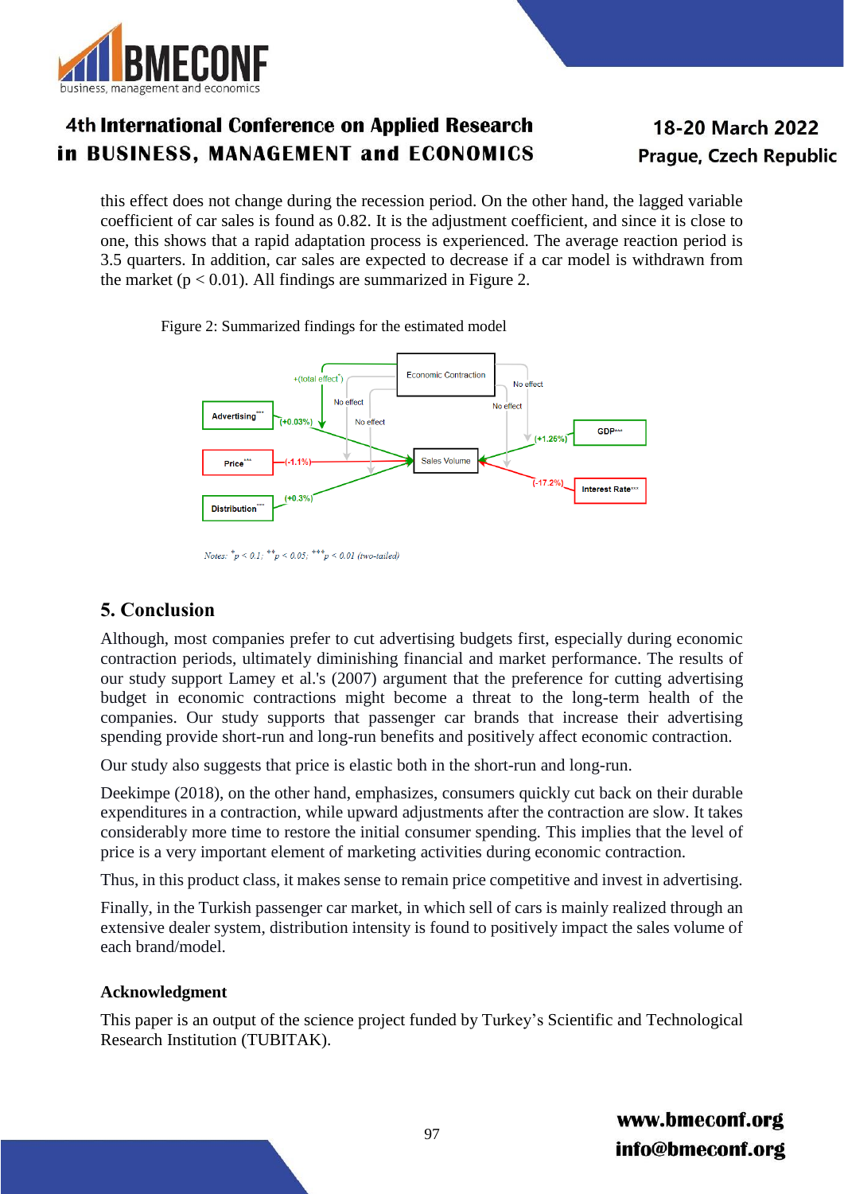this effect does not change during the recession period. On the other hand, the lagged variable coefficient of car sales is found as 0.82. It is the adjustment coefficient, and since it is close to one, this shows that a rapid adaptation process is experienced. The average reaction period is 3.5 quarters. In addition, car sales are expected to decrease if a car model is withdrawn from the market ($p < 0.01$). All findings are summarized in Figure 2.

Figure 2: Summarized findings for the estimated model

Notes: $^{*}p < 0.1$; $^{**}p < 0.05$; $^{***}p < 0.01$ (two-tailed)

## 5. Conclusion

Although, most companies prefer to cut advertising budgets first, especially during economic contraction periods, ultimately diminishing financial and market performance. The results of our study support Lamey et al.'s (2007) argument that the preference for cutting advertising budget in economic contractions might become a threat to the long-term health of the companies. Our study supports that passenger car brands that increase their advertising spending provide short-run and long-run benefits and positively affect economic contraction.

Our study also suggests that price is elastic both in the short-run and long-run.

Deekimpe (2018), on the other hand, emphasizes, consumers quickly cut back on their durable expenditures in a contraction, while upward adjustments after the contraction are slow. It takes considerably more time to restore the initial consumer spending. This implies that the level of price is a very important element of marketing activities during economic contraction.

Thus, in this product class, it makes sense to remain price competitive and invest in advertising.

Finally, in the Turkish passenger car market, in which sell of cars is mainly realized through an extensive dealer system, distribution intensity is found to positively impact the sales volume of each brand/model.

### Acknowledgment

This paper is an output of the science project funded by Turkey's Scientific and Technological Research Institution (TUBITAK).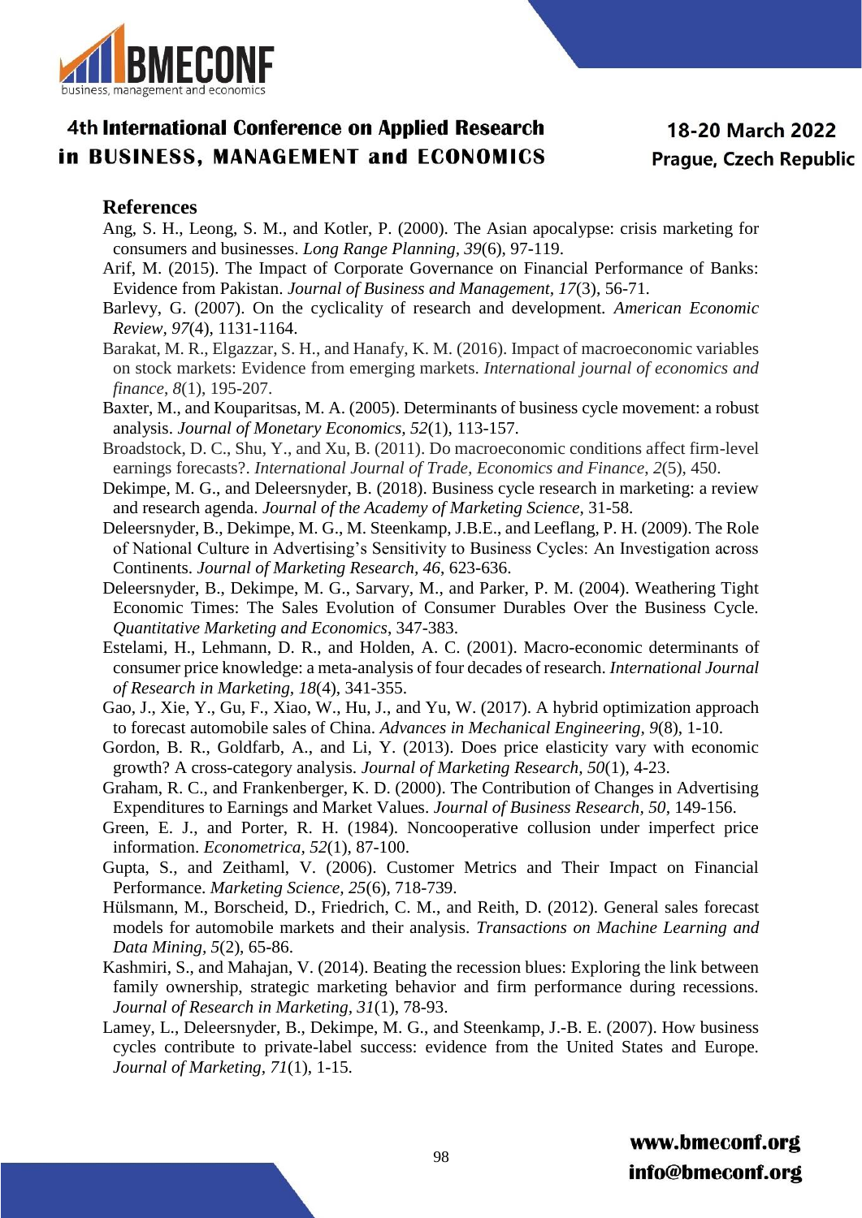## References

Ang, S. H., Leong, S. M., and Kotler, P. (2000). The Asian apocalypse: crisis marketing for consumers and businesses. *Long Range Planning, 39*(6), 97-119.

Arif, M. (2015). The Impact of Corporate Governance on Financial Performance of Banks: Evidence from Pakistan. *Journal of Business and Management, 17*(3), 56-71.

Barlevy, G. (2007). On the cyclicality of research and development. *American Economic Review, 97*(4), 1131-1164.

Barakat, M. R., Elgazzar, S. H., and Hanafy, K. M. (2016). Impact of macroeconomic variables on stock markets: Evidence from emerging markets. *International journal of economics and finance, 8*(1), 195-207.

Baxter, M., and Kouparitsas, M. A. (2005). Determinants of business cycle movement: a robust analysis. *Journal of Monetary Economics, 52*(1), 113-157.

Broadstock, D. C., Shu, Y., and Xu, B. (2011). Do macroeconomic conditions affect firm-level earnings forecasts?. *International Journal of Trade, Economics and Finance, 2*(5), 450.

Dekimpe, M. G., and Deleersnyder, B. (2018). Business cycle research in marketing: a review and research agenda. *Journal of the Academy of Marketing Science*, 31-58.

Deleersnyder, B., Dekimpe, M. G., M. Steenkamp, J.B.E., and Leeflang, P. H. (2009). The Role of National Culture in Advertising's Sensitivity to Business Cycles: An Investigation across Continents. *Journal of Marketing Research, 46*, 623-636.

Deleersnyder, B., Dekimpe, M. G., Sarvary, M., and Parker, P. M. (2004). Weathering Tight Economic Times: The Sales Evolution of Consumer Durables Over the Business Cycle. *Quantitative Marketing and Economics*, 347-383.

Estelami, H., Lehmann, D. R., and Holden, A. C. (2001). Macro-economic determinants of consumer price knowledge: a meta-analysis of four decades of research. *International Journal of Research in Marketing, 18*(4), 341-355.

Gao, J., Xie, Y., Gu, F., Xiao, W., Hu, J., and Yu, W. (2017). A hybrid optimization approach to forecast automobile sales of China. *Advances in Mechanical Engineering, 9*(8), 1-10.

Gordon, B. R., Goldfarb, A., and Li, Y. (2013). Does price elasticity vary with economic growth? A cross-category analysis. *Journal of Marketing Research, 50*(1), 4-23.

Graham, R. C., and Frankenberger, K. D. (2000). The Contribution of Changes in Advertising Expenditures to Earnings and Market Values. *Journal of Business Research, 50*, 149-156.

Green, E. J., and Porter, R. H. (1984). Noncooperative collusion under imperfect price information. *Econometrica, 52*(1), 87-100.

Gupta, S., and Zeithaml, V. (2006). Customer Metrics and Their Impact on Financial Performance. *Marketing Science, 25*(6), 718-739.

Hülsmann, M., Borscheid, D., Friedrich, C. M., and Reith, D. (2012). General sales forecast models for automobile markets and their analysis. *Transactions on Machine Learning and Data Mining, 5*(2), 65-86.

Kashmiri, S., and Mahajan, V. (2014). Beating the recession blues: Exploring the link between family ownership, strategic marketing behavior and firm performance during recessions. *Journal of Research in Marketing, 31*(1), 78-93.

Lamey, L., Deleersnyder, B., Dekimpe, M. G., and Steenkamp, J.-B. E. (2007). How business cycles contribute to private-label success: evidence from the United States and Europe. *Journal of Marketing, 71*(1), 1-15.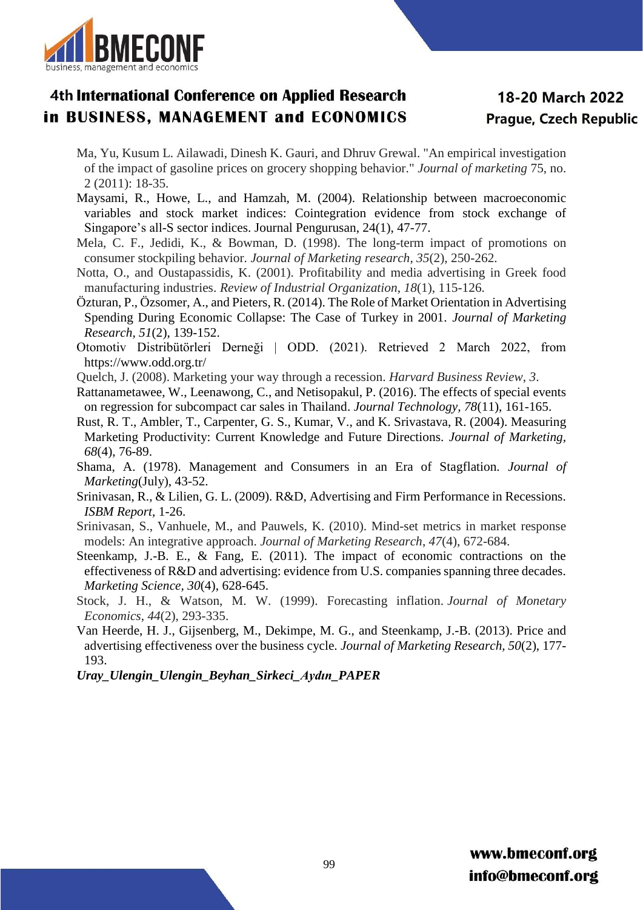Ma, Yu, Kusum L. Ailawadi, Dinesh K. Gauri, and Dhruv Grewal. "An empirical investigation of the impact of gasoline prices on grocery shopping behavior." *Journal of marketing* 75, no. 2 (2011): 18-35.

Maysami, R., Howe, L., and Hamzah, M. (2004). Relationship between macroeconomic variables and stock market indices: Cointegration evidence from stock exchange of Singapore's all-S sector indices. Journal Pengurusan, 24(1), 47-77.

Mela, C. F., Jedidi, K., & Bowman, D. (1998). The long-term impact of promotions on consumer stockpiling behavior. *Journal of Marketing research*, *35*(2), 250-262.

Notta, O., and Oustapassidis, K. (2001). Profitability and media advertising in Greek food manufacturing industries. *Review of Industrial Organization*, *18*(1), 115-126.

Özturan, P., Özsomer, A., and Pieters, R. (2014). The Role of Market Orientation in Advertising Spending During Economic Collapse: The Case of Turkey in 2001. *Journal of Marketing Research*, *51*(2), 139-152.

Otomotiv Distribütörleri Derneği | ODD. (2021). Retrieved 2 March 2022, from https://www.odd.org.tr/

Quelch, J. (2008). Marketing your way through a recession. *Harvard Business Review*, *3*.

Rattanametawee, W., Leenawong, C., and Netisopakul, P. (2016). The effects of special events on regression for subcompact car sales in Thailand. *Journal Technology, 78*(11), 161-165.

Rust, R. T., Ambler, T., Carpenter, G. S., Kumar, V., and K. Srivastava, R. (2004). Measuring Marketing Productivity: Current Knowledge and Future Directions. *Journal of Marketing*, *68*(4), 76-89.

Shama, A. (1978). Management and Consumers in an Era of Stagflation. *Journal of Marketing*(July), 43-52.

Srinivasan, R., & Lilien, G. L. (2009). R&D, Advertising and Firm Performance in Recessions. *ISBM Report*, 1-26.

Srinivasan, S., Vanhuele, M., and Pauwels, K. (2010). Mind-set metrics in market response models: An integrative approach. *Journal of Marketing Research*, *47*(4), 672-684.

Steenkamp, J.-B. E., & Fang, E. (2011). The impact of economic contractions on the effectiveness of R&D and advertising: evidence from U.S. companies spanning three decades. *Marketing Science, 30*(4), 628-645.

Stock, J. H., & Watson, M. W. (1999). Forecasting inflation. *Journal of Monetary Economics*, *44*(2), 293-335.

Van Heerde, H. J., Gijsenberg, M., Dekimpe, M. G., and Steenkamp, J.-B. (2013). Price and advertising effectiveness over the business cycle. *Journal of Marketing Research, 50*(2), 177-193.

***Uray_Ulengin_Ulengin_Beyhan_Sirkeci_Aydın_PAPER***